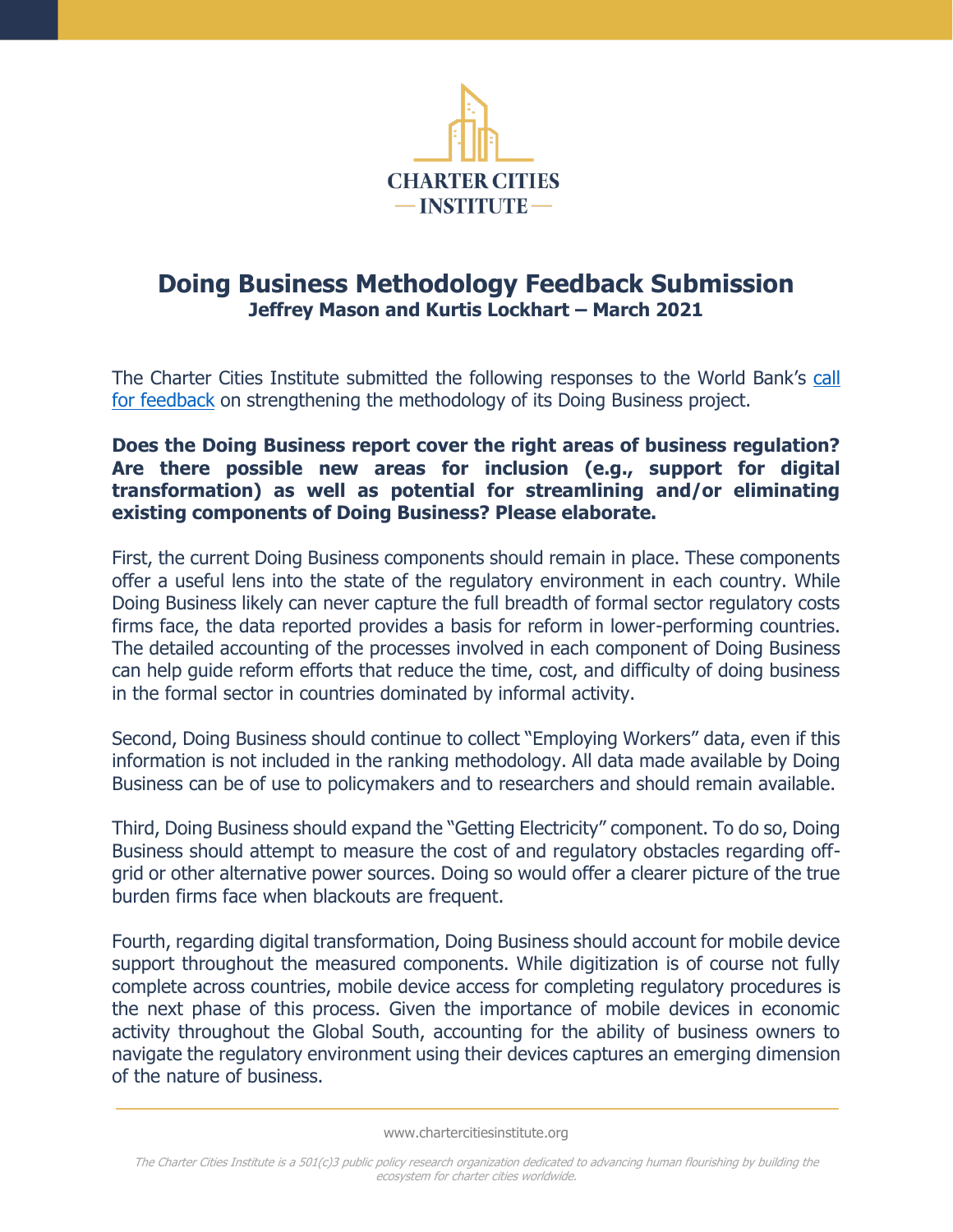CHARTER CITIES INSTITUTE

# Doing Business Methodology Feedback Submission

**Jeffrey Mason and Kurtis Lockhart – March 2021**

The Charter Cities Institute submitted the following responses to the World Bank's call for feedback on strengthening the methodology of its Doing Business project.

**Does the Doing Business report cover the right areas of business regulation? Are there possible new areas for inclusion (e.g., support for digital transformation) as well as potential for streamlining and/or eliminating existing components of Doing Business? Please elaborate.**

First, the current Doing Business components should remain in place. These components offer a useful lens into the state of the regulatory environment in each country. While Doing Business likely can never capture the full breadth of formal sector regulatory costs firms face, the data reported provides a basis for reform in lower-performing countries. The detailed accounting of the processes involved in each component of Doing Business can help guide reform efforts that reduce the time, cost, and difficulty of doing business in the formal sector in countries dominated by informal activity.

Second, Doing Business should continue to collect "Employing Workers" data, even if this information is not included in the ranking methodology. All data made available by Doing Business can be of use to policymakers and to researchers and should remain available.

Third, Doing Business should expand the "Getting Electricity" component. To do so, Doing Business should attempt to measure the cost of and regulatory obstacles regarding off-grid or other alternative power sources. Doing so would offer a clearer picture of the true burden firms face when blackouts are frequent.

Fourth, regarding digital transformation, Doing Business should account for mobile device support throughout the measured components. While digitization is of course not fully complete across countries, mobile device access for completing regulatory procedures is the next phase of this process. Given the importance of mobile devices in economic activity throughout the Global South, accounting for the ability of business owners to navigate the regulatory environment using their devices captures an emerging dimension of the nature of business.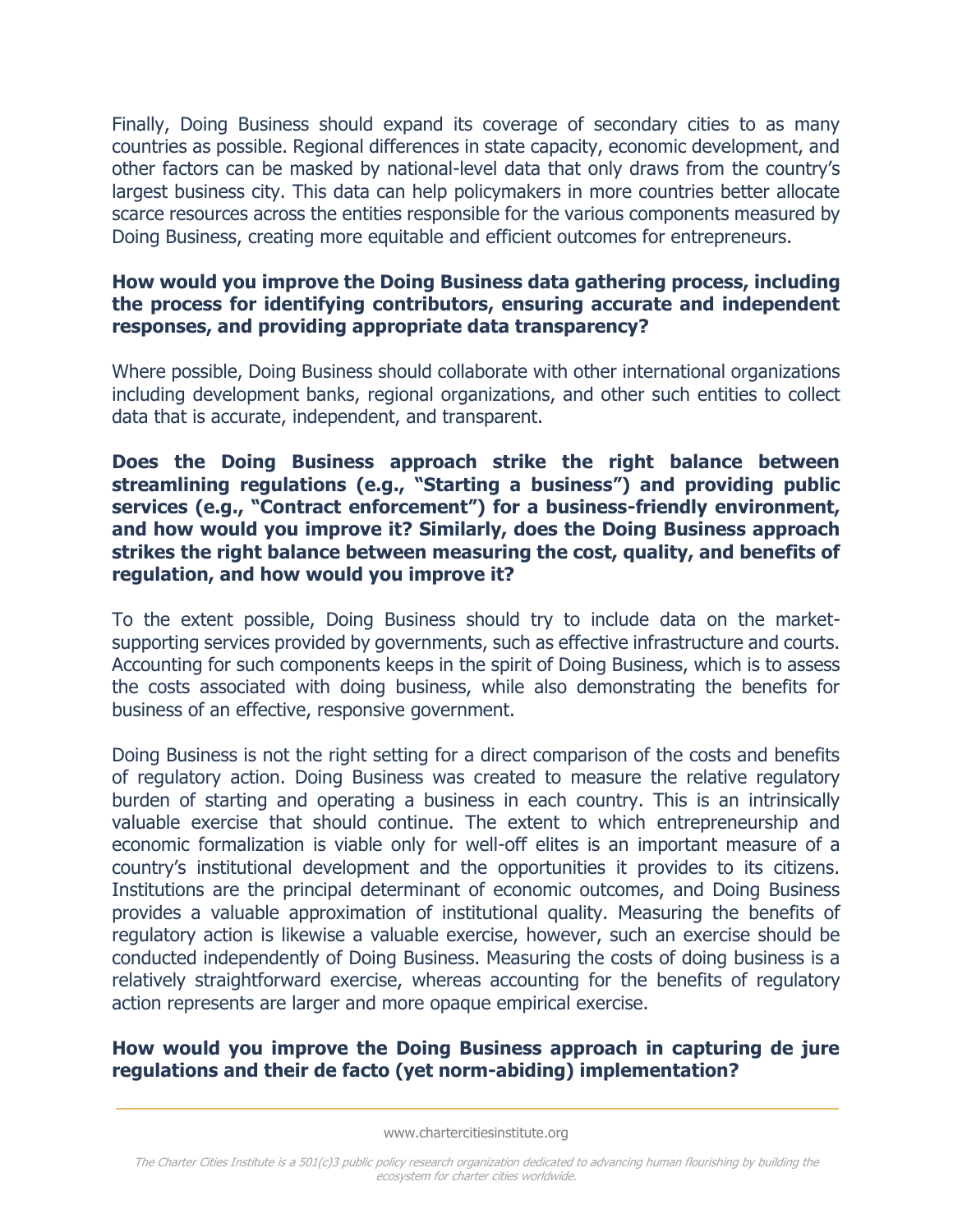Finally, Doing Business should expand its coverage of secondary cities to as many countries as possible. Regional differences in state capacity, economic development, and other factors can be masked by national-level data that only draws from the country's largest business city. This data can help policymakers in more countries better allocate scarce resources across the entities responsible for the various components measured by Doing Business, creating more equitable and efficient outcomes for entrepreneurs.

**How would you improve the Doing Business data gathering process, including the process for identifying contributors, ensuring accurate and independent responses, and providing appropriate data transparency?**

Where possible, Doing Business should collaborate with other international organizations including development banks, regional organizations, and other such entities to collect data that is accurate, independent, and transparent.

**Does the Doing Business approach strike the right balance between streamlining regulations (e.g., "Starting a business") and providing public services (e.g., "Contract enforcement") for a business-friendly environment, and how would you improve it? Similarly, does the Doing Business approach strikes the right balance between measuring the cost, quality, and benefits of regulation, and how would you improve it?**

To the extent possible, Doing Business should try to include data on the market-supporting services provided by governments, such as effective infrastructure and courts. Accounting for such components keeps in the spirit of Doing Business, which is to assess the costs associated with doing business, while also demonstrating the benefits for business of an effective, responsive government.

Doing Business is not the right setting for a direct comparison of the costs and benefits of regulatory action. Doing Business was created to measure the relative regulatory burden of starting and operating a business in each country. This is an intrinsically valuable exercise that should continue. The extent to which entrepreneurship and economic formalization is viable only for well-off elites is an important measure of a country's institutional development and the opportunities it provides to its citizens. Institutions are the principal determinant of economic outcomes, and Doing Business provides a valuable approximation of institutional quality. Measuring the benefits of regulatory action is likewise a valuable exercise, however, such an exercise should be conducted independently of Doing Business. Measuring the costs of doing business is a relatively straightforward exercise, whereas accounting for the benefits of regulatory action represents are larger and more opaque empirical exercise.

**How would you improve the Doing Business approach in capturing de jure regulations and their de facto (yet norm-abiding) implementation?**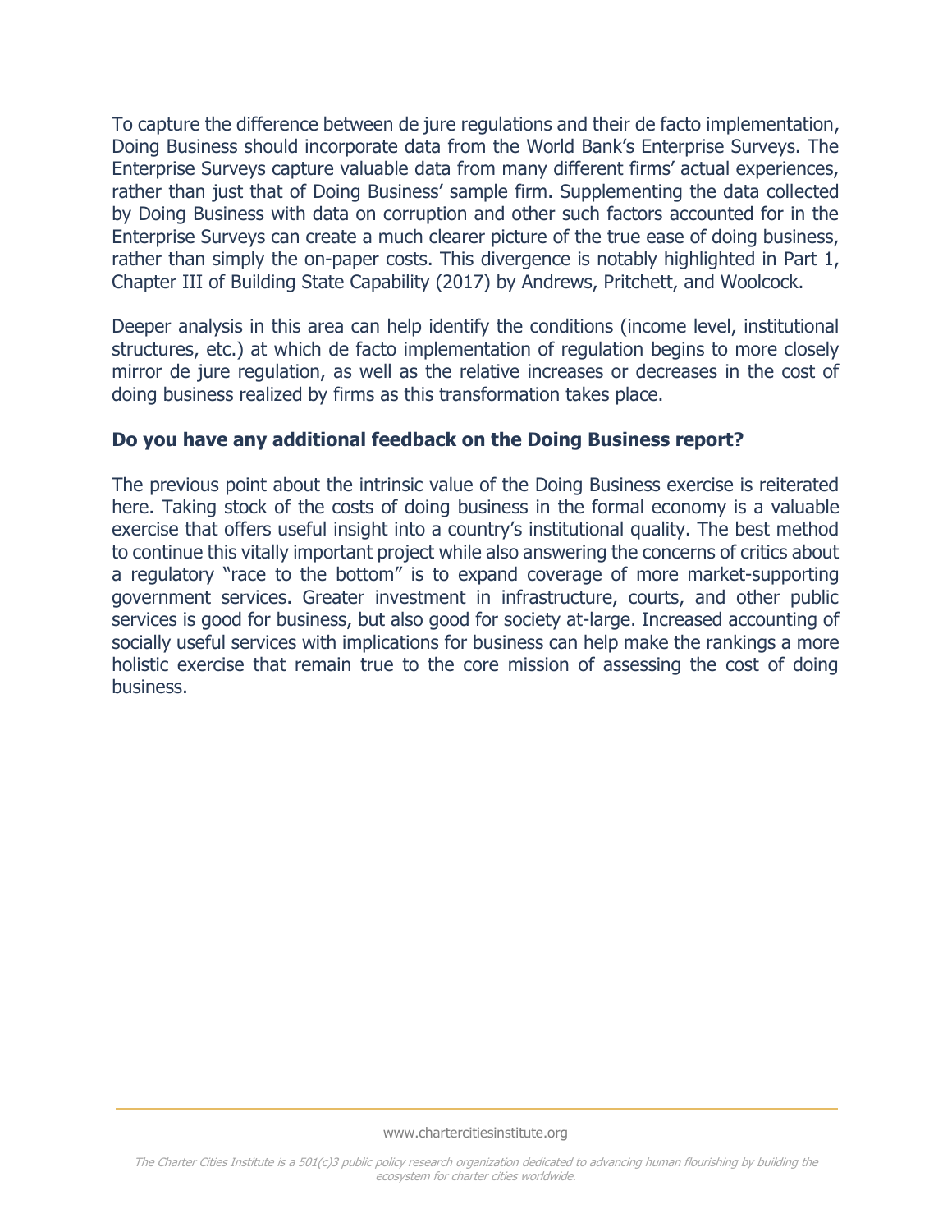To capture the difference between de jure regulations and their de facto implementation, Doing Business should incorporate data from the World Bank's Enterprise Surveys. The Enterprise Surveys capture valuable data from many different firms' actual experiences, rather than just that of Doing Business' sample firm. Supplementing the data collected by Doing Business with data on corruption and other such factors accounted for in the Enterprise Surveys can create a much clearer picture of the true ease of doing business, rather than simply the on-paper costs. This divergence is notably highlighted in Part 1, Chapter III of Building State Capability (2017) by Andrews, Pritchett, and Woolcock.

Deeper analysis in this area can help identify the conditions (income level, institutional structures, etc.) at which de facto implementation of regulation begins to more closely mirror de jure regulation, as well as the relative increases or decreases in the cost of doing business realized by firms as this transformation takes place.

**Do you have any additional feedback on the Doing Business report?**

The previous point about the intrinsic value of the Doing Business exercise is reiterated here. Taking stock of the costs of doing business in the formal economy is a valuable exercise that offers useful insight into a country's institutional quality. The best method to continue this vitally important project while also answering the concerns of critics about a regulatory "race to the bottom" is to expand coverage of more market-supporting government services. Greater investment in infrastructure, courts, and other public services is good for business, but also good for society at-large. Increased accounting of socially useful services with implications for business can help make the rankings a more holistic exercise that remain true to the core mission of assessing the cost of doing business.